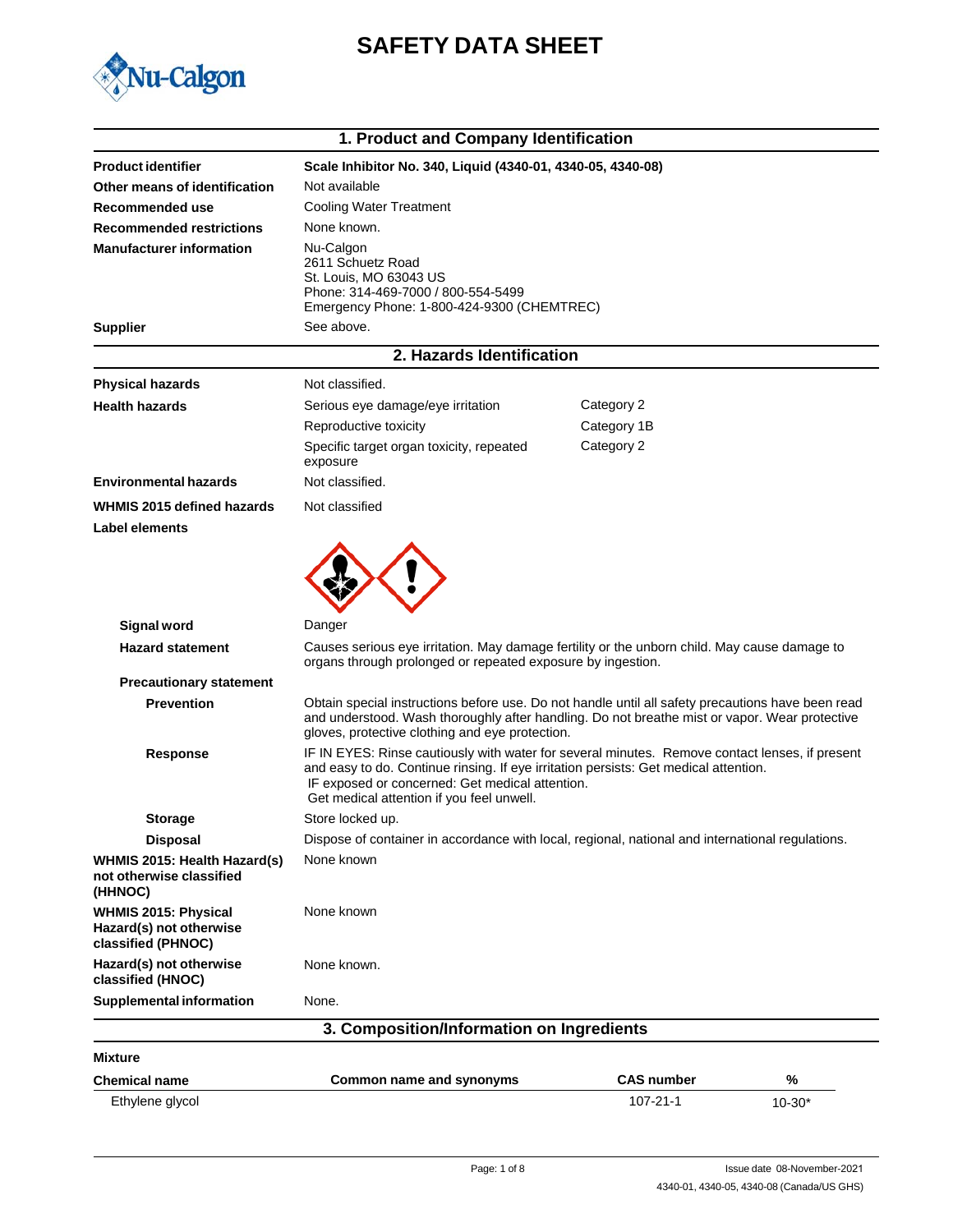# SAFETY DATA SHEET

## 1. Product and Company Identification

| | |
|---|---|
| **Product identifier** | **Scale Inhibitor No. 340, Liquid (4340-01, 4340-05, 4340-08)** |
| **Other means of identification** | Not available |
| **Recommended use** | Cooling Water Treatment |
| **Recommended restrictions** | None known. |
| **Manufacturer information** | Nu-Calgon<br>2611 Schuetz Road<br>St. Louis, MO 63043 US<br>Phone: 314-469-7000 / 800-554-5499<br>Emergency Phone: 1-800-424-9300 (CHEMTREC) |
| **Supplier** | See above. |

## 2. Hazards Identification

| | | |
|---|---|---|
| **Physical hazards** | Not classified. | |
| **Health hazards** | Serious eye damage/eye irritation | Category 2 |
| | Reproductive toxicity | Category 1B |
| | Specific target organ toxicity, repeated exposure | Category 2 |
| **Environmental hazards** | Not classified. | |
| **WHMIS 2015 defined hazards** | Not classified | |

**Label elements**

**Signal word** Danger

**Hazard statement** Causes serious eye irritation. May damage fertility or the unborn child. May cause damage to organs through prolonged or repeated exposure by ingestion.

**Precautionary statement**

**Prevention** Obtain special instructions before use. Do not handle until all safety precautions have been read and understood. Wash thoroughly after handling. Do not breathe mist or vapor. Wear protective gloves, protective clothing and eye protection.

**Response** IF IN EYES: Rinse cautiously with water for several minutes. Remove contact lenses, if present and easy to do. Continue rinsing. If eye irritation persists: Get medical attention.
IF exposed or concerned: Get medical attention.
Get medical attention if you feel unwell.

**Storage** Store locked up.

**Disposal** Dispose of container in accordance with local, regional, national and international regulations.

**WHMIS 2015: Health Hazard(s) not otherwise classified (HHNOC)** None known

**WHMIS 2015: Physical Hazard(s) not otherwise classified (PHNOC)** None known

**Hazard(s) not otherwise classified (HNOC)** None known.

**Supplemental information** None.

## 3. Composition/Information on Ingredients

**Mixture**

| Chemical name | Common name and synonyms | CAS number | % |
|---|---|---|---|
| Ethylene glycol | | 107-21-1 | 10-30* |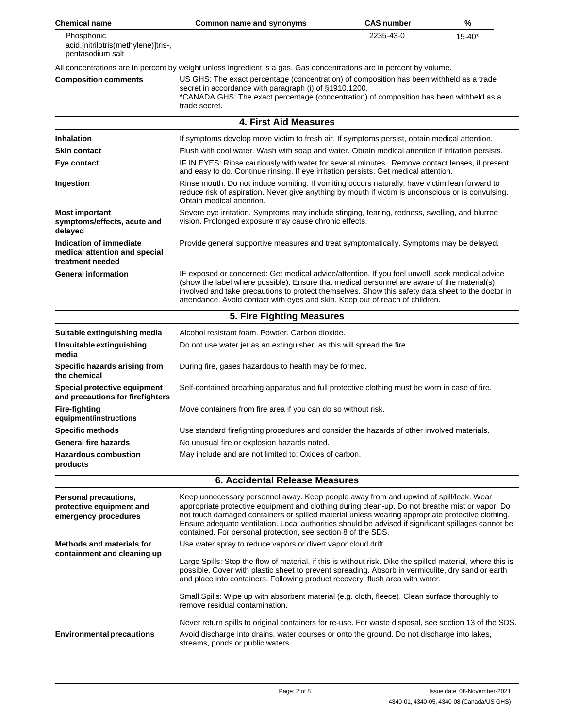| Chemical name | Common name and synonyms | CAS number | % |
| --- | --- | --- | --- |
| Phosphonic acid,[nitrilotris(methylene)]tris-, pentasodium salt | | 2235-43-0 | 15-40* |

All concentrations are in percent by weight unless ingredient is a gas. Gas concentrations are in percent by volume.

| | |
| --- | --- |
| **Composition comments** | US GHS: The exact percentage (concentration) of composition has been withheld as a trade secret in accordance with paragraph (i) of §1910.1200. *CANADA GHS: The exact percentage (concentration) of composition has been withheld as a trade secret. |

## 4. First Aid Measures

| | |
| --- | --- |
| **Inhalation** | If symptoms develop move victim to fresh air. If symptoms persist, obtain medical attention. |
| **Skin contact** | Flush with cool water. Wash with soap and water. Obtain medical attention if irritation persists. |
| **Eye contact** | IF IN EYES: Rinse cautiously with water for several minutes. Remove contact lenses, if present and easy to do. Continue rinsing. If eye irritation persists: Get medical attention. |
| **Ingestion** | Rinse mouth. Do not induce vomiting. If vomiting occurs naturally, have victim lean forward to reduce risk of aspiration. Never give anything by mouth if victim is unconscious or is convulsing. Obtain medical attention. |
| **Most important symptoms/effects, acute and delayed** | Severe eye irritation. Symptoms may include stinging, tearing, redness, swelling, and blurred vision. Prolonged exposure may cause chronic effects. |
| **Indication of immediate medical attention and special treatment needed** | Provide general supportive measures and treat symptomatically. Symptoms may be delayed. |
| **General information** | IF exposed or concerned: Get medical advice/attention. If you feel unwell, seek medical advice (show the label where possible). Ensure that medical personnel are aware of the material(s) involved and take precautions to protect themselves. Show this safety data sheet to the doctor in attendance. Avoid contact with eyes and skin. Keep out of reach of children. |

## 5. Fire Fighting Measures

| | |
| --- | --- |
| **Suitable extinguishing media** | Alcohol resistant foam. Powder. Carbon dioxide. |
| **Unsuitable extinguishing media** | Do not use water jet as an extinguisher, as this will spread the fire. |
| **Specific hazards arising from the chemical** | During fire, gases hazardous to health may be formed. |
| **Special protective equipment and precautions for firefighters** | Self-contained breathing apparatus and full protective clothing must be worn in case of fire. |
| **Fire-fighting equipment/instructions** | Move containers from fire area if you can do so without risk. |
| **Specific methods** | Use standard firefighting procedures and consider the hazards of other involved materials. |
| **General fire hazards** | No unusual fire or explosion hazards noted. |
| **Hazardous combustion products** | May include and are not limited to: Oxides of carbon. |

## 6. Accidental Release Measures

| | |
| --- | --- |
| **Personal precautions, protective equipment and emergency procedures** | Keep unnecessary personnel away. Keep people away from and upwind of spill/leak. Wear appropriate protective equipment and clothing during clean-up. Do not breathe mist or vapor. Do not touch damaged containers or spilled material unless wearing appropriate protective clothing. Ensure adequate ventilation. Local authorities should be advised if significant spillages cannot be contained. For personal protection, see section 8 of the SDS. |
| **Methods and materials for containment and cleaning up** | Use water spray to reduce vapors or divert vapor cloud drift. <br><br> Large Spills: Stop the flow of material, if this is without risk. Dike the spilled material, where this is possible. Cover with plastic sheet to prevent spreading. Absorb in vermiculite, dry sand or earth and place into containers. Following product recovery, flush area with water. <br><br> Small Spills: Wipe up with absorbent material (e.g. cloth, fleece). Clean surface thoroughly to remove residual contamination. <br><br> Never return spills to original containers for re-use. For waste disposal, see section 13 of the SDS. |
| **Environmental precautions** | Avoid discharge into drains, water courses or onto the ground. Do not discharge into lakes, streams, ponds or public waters. |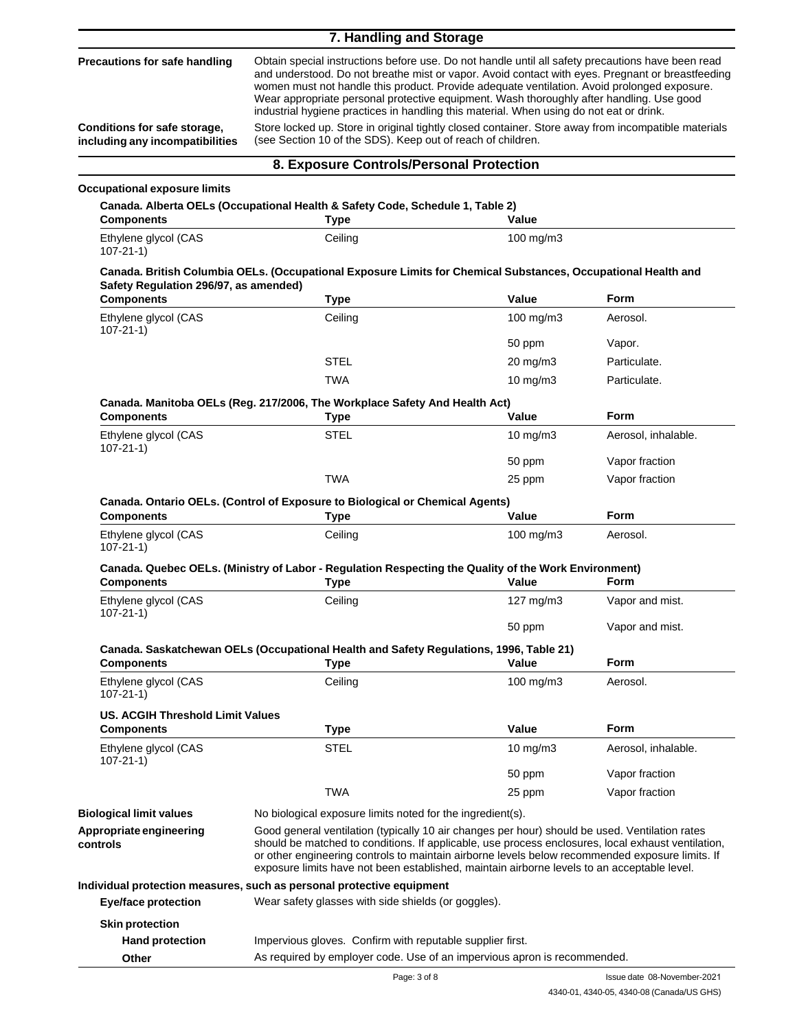## 7. Handling and Storage

**Precautions for safe handling**
Obtain special instructions before use. Do not handle until all safety precautions have been read and understood. Do not breathe mist or vapor. Avoid contact with eyes. Pregnant or breastfeeding women must not handle this product. Provide adequate ventilation. Avoid prolonged exposure. Wear appropriate personal protective equipment. Wash thoroughly after handling. Use good industrial hygiene practices in handling this material. When using do not eat or drink.

**Conditions for safe storage, including any incompatibilities**
Store locked up. Store in original tightly closed container. Store away from incompatible materials (see Section 10 of the SDS). Keep out of reach of children.

## 8. Exposure Controls/Personal Protection

### Occupational exposure limits

**Canada. Alberta OELs (Occupational Health & Safety Code, Schedule 1, Table 2)**

| Components | Type | Value |
|---|---|---|
| Ethylene glycol (CAS 107-21-1) | Ceiling | 100 mg/m3 |

**Canada. British Columbia OELs. (Occupational Exposure Limits for Chemical Substances, Occupational Health and Safety Regulation 296/97, as amended)**

| Components | Type | Value | Form |
|---|---|---|---|
| Ethylene glycol (CAS 107-21-1) | Ceiling | 100 mg/m3 | Aerosol. |
| | | 50 ppm | Vapor. |
| | STEL | 20 mg/m3 | Particulate. |
| | TWA | 10 mg/m3 | Particulate. |

**Canada. Manitoba OELs (Reg. 217/2006, The Workplace Safety And Health Act)**

| Components | Type | Value | Form |
|---|---|---|---|
| Ethylene glycol (CAS 107-21-1) | STEL | 10 mg/m3 | Aerosol, inhalable. |
| | | 50 ppm | Vapor fraction |
| | TWA | 25 ppm | Vapor fraction |

**Canada. Ontario OELs. (Control of Exposure to Biological or Chemical Agents)**

| Components | Type | Value | Form |
|---|---|---|---|
| Ethylene glycol (CAS 107-21-1) | Ceiling | 100 mg/m3 | Aerosol. |

**Canada. Quebec OELs. (Ministry of Labor - Regulation Respecting the Quality of the Work Environment)**

| Components | Type | Value | Form |
|---|---|---|---|
| Ethylene glycol (CAS 107-21-1) | Ceiling | 127 mg/m3 | Vapor and mist. |
| | | 50 ppm | Vapor and mist. |

**Canada. Saskatchewan OELs (Occupational Health and Safety Regulations, 1996, Table 21)**

| Components | Type | Value | Form |
|---|---|---|---|
| Ethylene glycol (CAS 107-21-1) | Ceiling | 100 mg/m3 | Aerosol. |

**US. ACGIH Threshold Limit Values**

| Components | Type | Value | Form |
|---|---|---|---|
| Ethylene glycol (CAS 107-21-1) | STEL | 10 mg/m3 | Aerosol, inhalable. |
| | | 50 ppm | Vapor fraction |
| | TWA | 25 ppm | Vapor fraction |

**Biological limit values**
No biological exposure limits noted for the ingredient(s).

**Appropriate engineering controls**
Good general ventilation (typically 10 air changes per hour) should be used. Ventilation rates should be matched to conditions. If applicable, use process enclosures, local exhaust ventilation, or other engineering controls to maintain airborne levels below recommended exposure limits. If exposure limits have not been established, maintain airborne levels to an acceptable level.

### Individual protection measures, such as personal protective equipment

**Eye/face protection**
Wear safety glasses with side shields (or goggles).

**Skin protection**

**Hand protection**
Impervious gloves. Confirm with reputable supplier first.

**Other**
As required by employer code. Use of an impervious apron is recommended.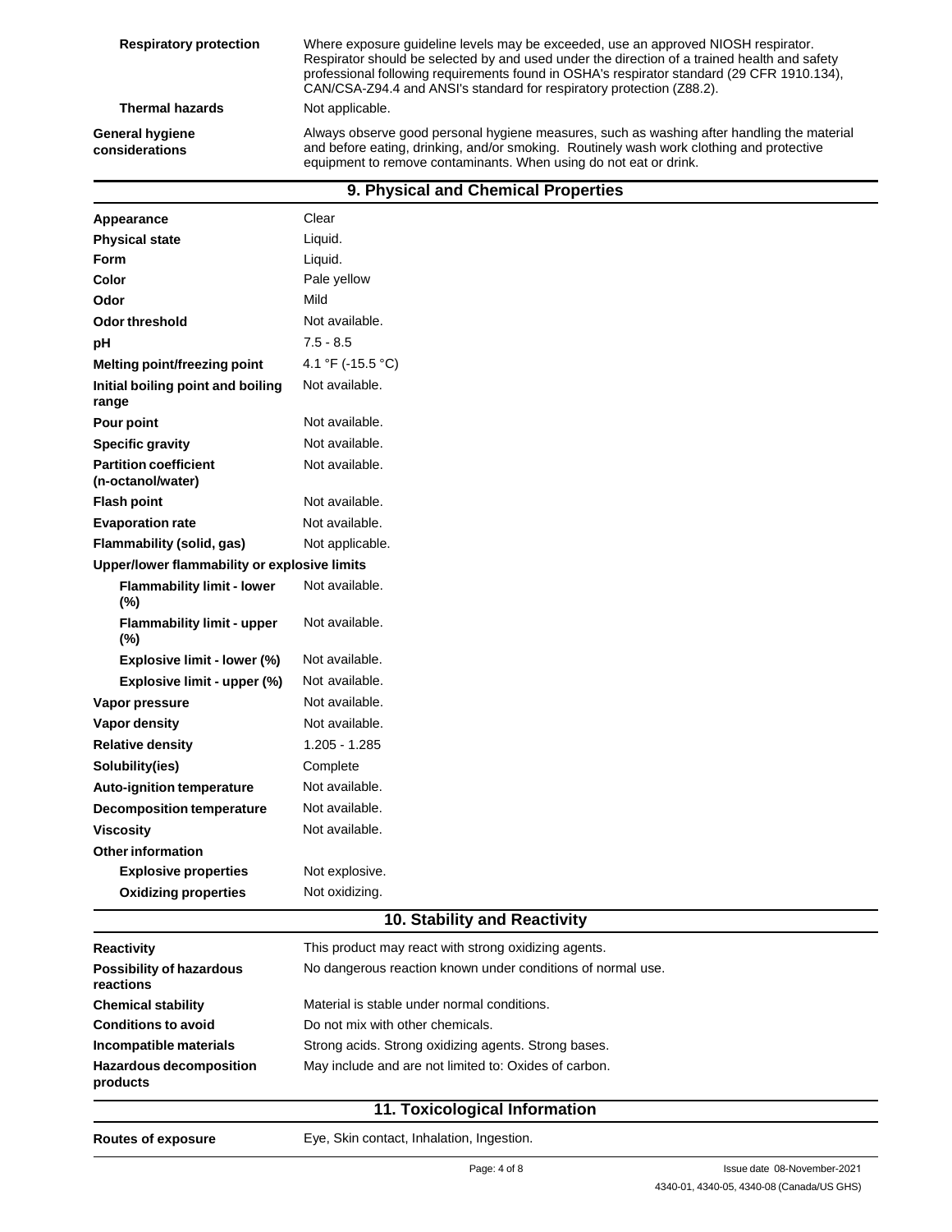| | |
|---|---|
| **Respiratory protection** | Where exposure guideline levels may be exceeded, use an approved NIOSH respirator. Respirator should be selected by and used under the direction of a trained health and safety professional following requirements found in OSHA's respirator standard (29 CFR 1910.134), CAN/CSA-Z94.4 and ANSI's standard for respiratory protection (Z88.2). |
| **Thermal hazards** | Not applicable. |
| **General hygiene considerations** | Always observe good personal hygiene measures, such as washing after handling the material and before eating, drinking, and/or smoking. Routinely wash work clothing and protective equipment to remove contaminants. When using do not eat or drink. |

## 9. Physical and Chemical Properties

| | |
|---|---|
| **Appearance** | Clear |
| **Physical state** | Liquid. |
| **Form** | Liquid. |
| **Color** | Pale yellow |
| **Odor** | Mild |
| **Odor threshold** | Not available. |
| **pH** | 7.5 - 8.5 |
| **Melting point/freezing point** | 4.1 °F (-15.5 °C) |
| **Initial boiling point and boiling range** | Not available. |
| **Pour point** | Not available. |
| **Specific gravity** | Not available. |
| **Partition coefficient (n-octanol/water)** | Not available. |
| **Flash point** | Not available. |
| **Evaporation rate** | Not available. |
| **Flammability (solid, gas)** | Not applicable. |
| **Upper/lower flammability or explosive limits** | |
| **Flammability limit - lower (%)** | Not available. |
| **Flammability limit - upper (%)** | Not available. |
| **Explosive limit - lower (%)** | Not available. |
| **Explosive limit - upper (%)** | Not available. |
| **Vapor pressure** | Not available. |
| **Vapor density** | Not available. |
| **Relative density** | 1.205 - 1.285 |
| **Solubility(ies)** | Complete |
| **Auto-ignition temperature** | Not available. |
| **Decomposition temperature** | Not available. |
| **Viscosity** | Not available. |
| **Other information** | |
| **Explosive properties** | Not explosive. |
| **Oxidizing properties** | Not oxidizing. |

## 10. Stability and Reactivity

| | |
|---|---|
| **Reactivity** | This product may react with strong oxidizing agents. |
| **Possibility of hazardous reactions** | No dangerous reaction known under conditions of normal use. |
| **Chemical stability** | Material is stable under normal conditions. |
| **Conditions to avoid** | Do not mix with other chemicals. |
| **Incompatible materials** | Strong acids. Strong oxidizing agents. Strong bases. |
| **Hazardous decomposition products** | May include and are not limited to: Oxides of carbon. |

## 11. Toxicological Information

| | |
|---|---|
| **Routes of exposure** | Eye, Skin contact, Inhalation, Ingestion. |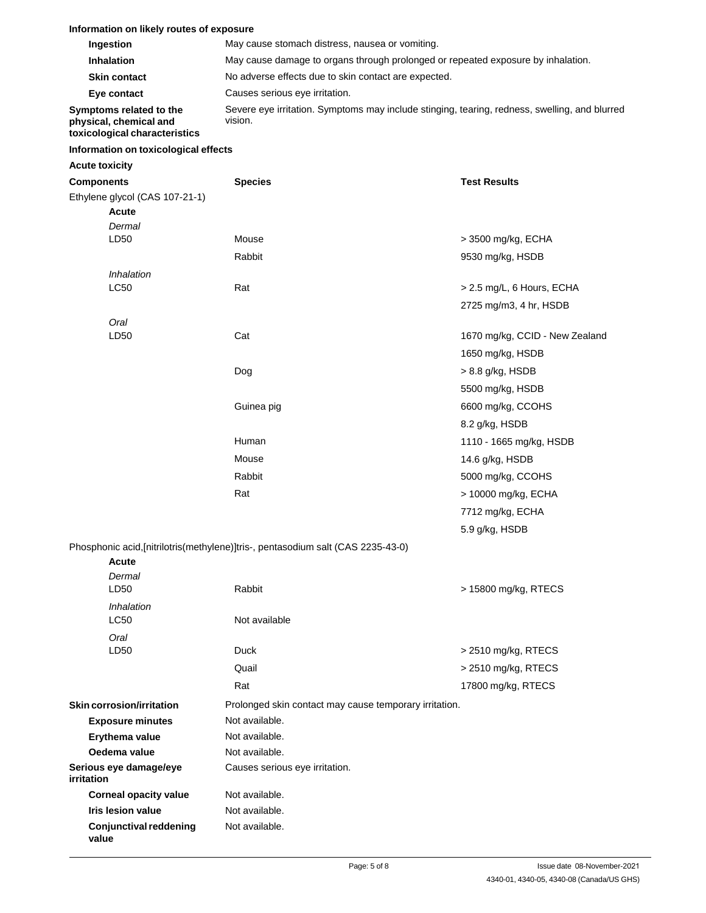**Information on likely routes of exposure**

| | |
|---|---|
| **Ingestion** | May cause stomach distress, nausea or vomiting. |
| **Inhalation** | May cause damage to organs through prolonged or repeated exposure by inhalation. |
| **Skin contact** | No adverse effects due to skin contact are expected. |
| **Eye contact** | Causes serious eye irritation. |
| **Symptoms related to the physical, chemical and toxicological characteristics** | Severe eye irritation. Symptoms may include stinging, tearing, redness, swelling, and blurred vision. |

**Information on toxicological effects**

**Acute toxicity**

| **Components** | **Species** | **Test Results** |
|---|---|---|
| Ethylene glycol (CAS 107-21-1) | | |
| **Acute** | | |
| *Dermal* | | |
| LD50 | Mouse | > 3500 mg/kg, ECHA |
| | Rabbit | 9530 mg/kg, HSDB |
| *Inhalation* | | |
| LC50 | Rat | > 2.5 mg/L, 6 Hours, ECHA |
| | | 2725 mg/m3, 4 hr, HSDB |
| *Oral* | | |
| LD50 | Cat | 1670 mg/kg, CCID - New Zealand |
| | | 1650 mg/kg, HSDB |
| | Dog | > 8.8 g/kg, HSDB |
| | | 5500 mg/kg, HSDB |
| | Guinea pig | 6600 mg/kg, CCOHS |
| | | 8.2 g/kg, HSDB |
| | Human | 1110 - 1665 mg/kg, HSDB |
| | Mouse | 14.6 g/kg, HSDB |
| | Rabbit | 5000 mg/kg, CCOHS |
| | Rat | > 10000 mg/kg, ECHA |
| | | 7712 mg/kg, ECHA |
| | | 5.9 g/kg, HSDB |
| Phosphonic acid,[nitrilotris(methylene)]tris-, pentasodium salt (CAS 2235-43-0) | | |
| **Acute** | | |
| *Dermal* | | |
| LD50 | Rabbit | > 15800 mg/kg, RTECS |
| *Inhalation* | | |
| LC50 | Not available | |
| *Oral* | | |
| LD50 | Duck | > 2510 mg/kg, RTECS |
| | Quail | > 2510 mg/kg, RTECS |
| | Rat | 17800 mg/kg, RTECS |

| | |
|---|---|
| **Skin corrosion/irritation** | Prolonged skin contact may cause temporary irritation. |
| **Exposure minutes** | Not available. |
| **Erythema value** | Not available. |
| **Oedema value** | Not available. |
| **Serious eye damage/eye irritation** | Causes serious eye irritation. |
| **Corneal opacity value** | Not available. |
| **Iris lesion value** | Not available. |
| **Conjunctival reddening value** | Not available. |

Issue date 08-November-2021

4340-01, 4340-05, 4340-08 (Canada/US GHS)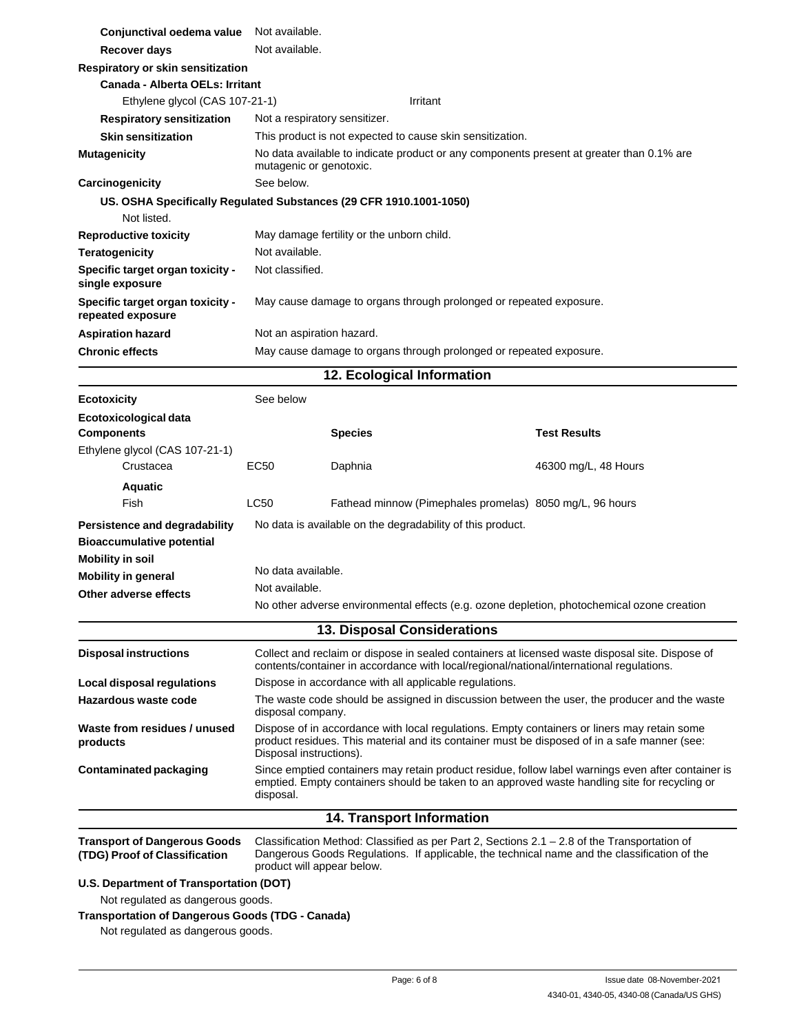| | |
|---|---|
| **Conjunctival oedema value** | Not available. |
| **Recover days** | Not available. |

**Respiratory or skin sensitization**

**Canada - Alberta OELs: Irritant**

| | |
|---|---|
| Ethylene glycol (CAS 107-21-1) | Irritant |

| | |
|---|---|
| **Respiratory sensitization** | Not a respiratory sensitizer. |
| **Skin sensitization** | This product is not expected to cause skin sensitization. |
| **Mutagenicity** | No data available to indicate product or any components present at greater than 0.1% are mutagenic or genotoxic. |
| **Carcinogenicity** | See below. |

**US. OSHA Specifically Regulated Substances (29 CFR 1910.1001-1050)**

Not listed.

| | |
|---|---|
| **Reproductive toxicity** | May damage fertility or the unborn child. |
| **Teratogenicity** | Not available. |
| **Specific target organ toxicity - single exposure** | Not classified. |
| **Specific target organ toxicity - repeated exposure** | May cause damage to organs through prolonged or repeated exposure. |
| **Aspiration hazard** | Not an aspiration hazard. |
| **Chronic effects** | May cause damage to organs through prolonged or repeated exposure. |

## 12. Ecological Information

**Ecotoxicity** See below

**Ecotoxicological data**

| Components | | Species | Test Results |
|---|---|---|---|
| Ethylene glycol (CAS 107-21-1) | | | |
| Crustacea | EC50 | Daphnia | 46300 mg/L, 48 Hours |
| **Aquatic** | | | |
| Fish | LC50 | Fathead minnow (Pimephales promelas) | 8050 mg/L, 96 hours |

| | |
|---|---|
| **Persistence and degradability** | No data is available on the degradability of this product. |
| **Bioaccumulative potential** | |
| **Mobility in soil** | No data available. |
| **Mobility in general** | Not available. |
| **Other adverse effects** | No other adverse environmental effects (e.g. ozone depletion, photochemical ozone creation |

## 13. Disposal Considerations

| | |
|---|---|
| **Disposal instructions** | Collect and reclaim or dispose in sealed containers at licensed waste disposal site. Dispose of contents/container in accordance with local/regional/national/international regulations. |
| **Local disposal regulations** | Dispose in accordance with all applicable regulations. |
| **Hazardous waste code** | The waste code should be assigned in discussion between the user, the producer and the waste disposal company. |
| **Waste from residues / unused products** | Dispose of in accordance with local regulations. Empty containers or liners may retain some product residues. This material and its container must be disposed of in a safe manner (see: Disposal instructions). |
| **Contaminated packaging** | Since emptied containers may retain product residue, follow label warnings even after container is emptied. Empty containers should be taken to an approved waste handling site for recycling or disposal. |

## 14. Transport Information

| | |
|---|---|
| **Transport of Dangerous Goods (TDG) Proof of Classification** | Classification Method: Classified as per Part 2, Sections 2.1 – 2.8 of the Transportation of Dangerous Goods Regulations. If applicable, the technical name and the classification of the product will appear below. |

**U.S. Department of Transportation (DOT)**

Not regulated as dangerous goods.

**Transportation of Dangerous Goods (TDG - Canada)**

Not regulated as dangerous goods.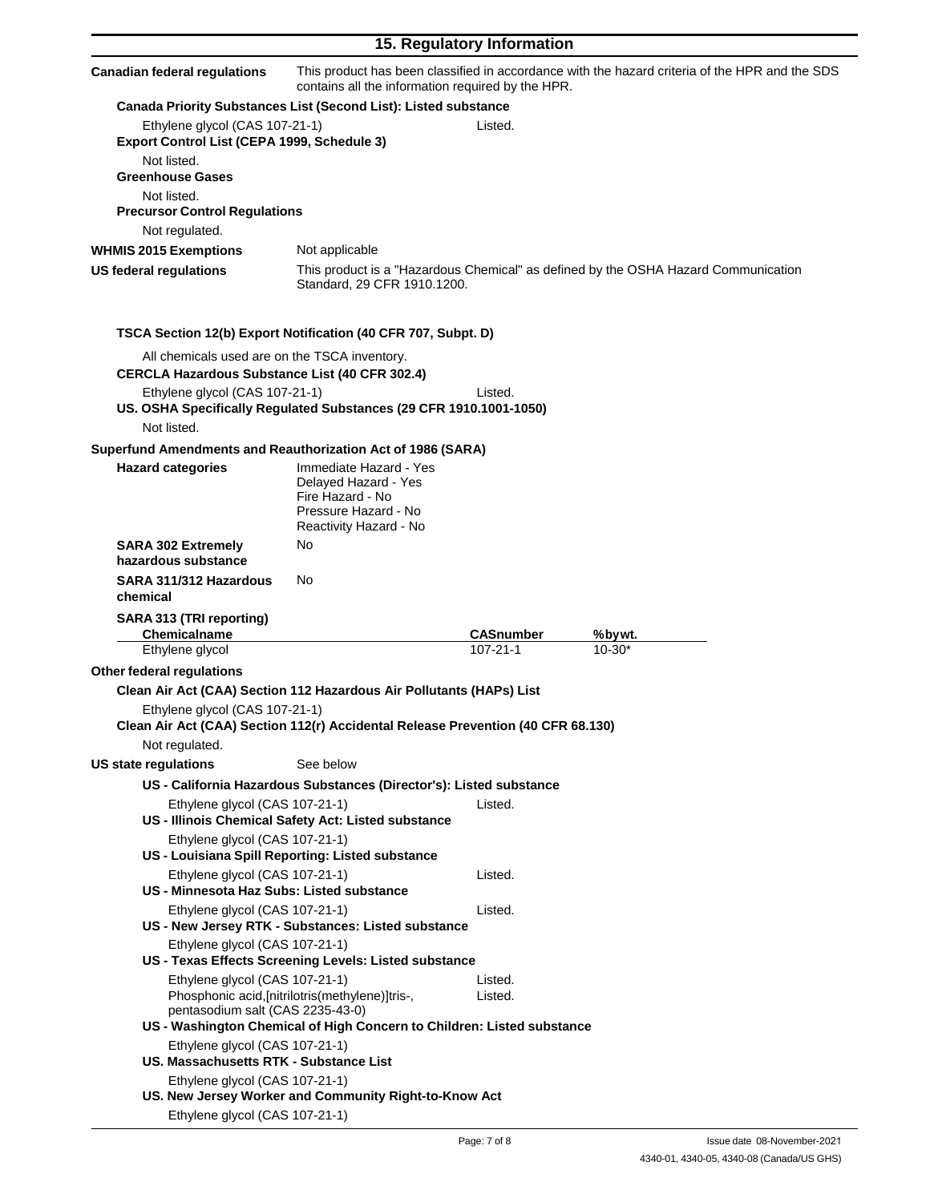## 15. Regulatory Information

**Canadian federal regulations** This product has been classified in accordance with the hazard criteria of the HPR and the SDS contains all the information required by the HPR.

**Canada Priority Substances List (Second List): Listed substance**

Ethylene glycol (CAS 107-21-1) Listed.

**Export Control List (CEPA 1999, Schedule 3)**

Not listed.

**Greenhouse Gases**

Not listed.

**Precursor Control Regulations**

Not regulated.

**WHMIS 2015 Exemptions** Not applicable

**US federal regulations** This product is a "Hazardous Chemical" as defined by the OSHA Hazard Communication Standard, 29 CFR 1910.1200.

**TSCA Section 12(b) Export Notification (40 CFR 707, Subpt. D)**

All chemicals used are on the TSCA inventory.

**CERCLA Hazardous Substance List (40 CFR 302.4)**

Ethylene glycol (CAS 107-21-1) Listed.

**US. OSHA Specifically Regulated Substances (29 CFR 1910.1001-1050)**

Not listed.

**Superfund Amendments and Reauthorization Act of 1986 (SARA)**

**Hazard categories**
- Immediate Hazard - Yes
- Delayed Hazard - Yes
- Fire Hazard - No
- Pressure Hazard - No
- Reactivity Hazard - No

**SARA 302 Extremely hazardous substance** No

**SARA 311/312 Hazardous chemical** No

**SARA 313 (TRI reporting)**

| Chemicalname | CASnumber | %bywt. |
|---|---|---|
| Ethylene glycol | 107-21-1 | 10-30* |

**Other federal regulations**

**Clean Air Act (CAA) Section 112 Hazardous Air Pollutants (HAPs) List**

Ethylene glycol (CAS 107-21-1)

**Clean Air Act (CAA) Section 112(r) Accidental Release Prevention (40 CFR 68.130)**

Not regulated.

**US state regulations** See below

**US - California Hazardous Substances (Director's): Listed substance**

Ethylene glycol (CAS 107-21-1) Listed.

**US - Illinois Chemical Safety Act: Listed substance**

Ethylene glycol (CAS 107-21-1)

**US - Louisiana Spill Reporting: Listed substance**

Ethylene glycol (CAS 107-21-1) Listed.

**US - Minnesota Haz Subs: Listed substance**

Ethylene glycol (CAS 107-21-1) Listed.

**US - New Jersey RTK - Substances: Listed substance**

Ethylene glycol (CAS 107-21-1)

**US - Texas Effects Screening Levels: Listed substance**

Ethylene glycol (CAS 107-21-1) Listed.
Phosphonic acid,[nitrilotris(methylene)]tris-, pentasodium salt (CAS 2235-43-0) Listed.

**US - Washington Chemical of High Concern to Children: Listed substance**

Ethylene glycol (CAS 107-21-1)

**US. Massachusetts RTK - Substance List**

Ethylene glycol (CAS 107-21-1)

**US. New Jersey Worker and Community Right-to-Know Act**

Ethylene glycol (CAS 107-21-1)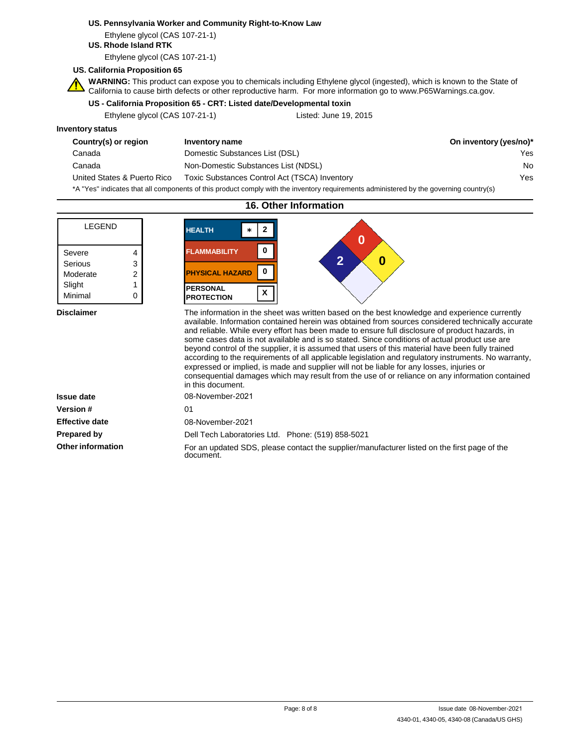**US. Pennsylvania Worker and Community Right-to-Know Law**

Ethylene glycol (CAS 107-21-1)

**US. Rhode Island RTK**

Ethylene glycol (CAS 107-21-1)

**US. California Proposition 65**

**WARNING:** This product can expose you to chemicals including Ethylene glycol (ingested), which is known to the State of California to cause birth defects or other reproductive harm. For more information go to www.P65Warnings.ca.gov.

**US - California Proposition 65 - CRT: Listed date/Developmental toxin**

Ethylene glycol (CAS 107-21-1) Listed: June 19, 2015

**Inventory status**

| Country(s) or region | Inventory name | On inventory (yes/no)* |
|---|---|---|
| Canada | Domestic Substances List (DSL) | Yes |
| Canada | Non-Domestic Substances List (NDSL) | No |
| United States & Puerto Rico | Toxic Substances Control Act (TSCA) Inventory | Yes |

*A "Yes" indicates that all components of this product comply with the inventory requirements administered by the governing country(s)

## 16. Other Information

| LEGEND | |
|---|---|
| Severe | 4 |
| Serious | 3 |
| Moderate | 2 |
| Slight | 1 |
| Minimal | 0 |

| | | |
|---|---|---|
| HEALTH | * | 2 |
| FLAMMABILITY | | 0 |
| PHYSICAL HAZARD | | 0 |
| PERSONAL PROTECTION | | X |

0

2 0

**Disclaimer**

The information in the sheet was written based on the best knowledge and experience currently available. Information contained herein was obtained from sources considered technically accurate and reliable. While every effort has been made to ensure full disclosure of product hazards, in some cases data is not available and is so stated. Since conditions of actual product use are beyond control of the supplier, it is assumed that users of this material have been fully trained according to the requirements of all applicable legislation and regulatory instruments. No warranty, expressed or implied, is made and supplier will not be liable for any losses, injuries or consequential damages which may result from the use of or reliance on any information contained in this document.

**Issue date** 08-November-2021

**Version #** 01

**Effective date** 08-November-2021

**Prepared by** Dell Tech Laboratories Ltd. Phone: (519) 858-5021

**Other information** For an updated SDS, please contact the supplier/manufacturer listed on the first page of the document.

4340-01, 4340-05, 4340-08 (Canada/US GHS)